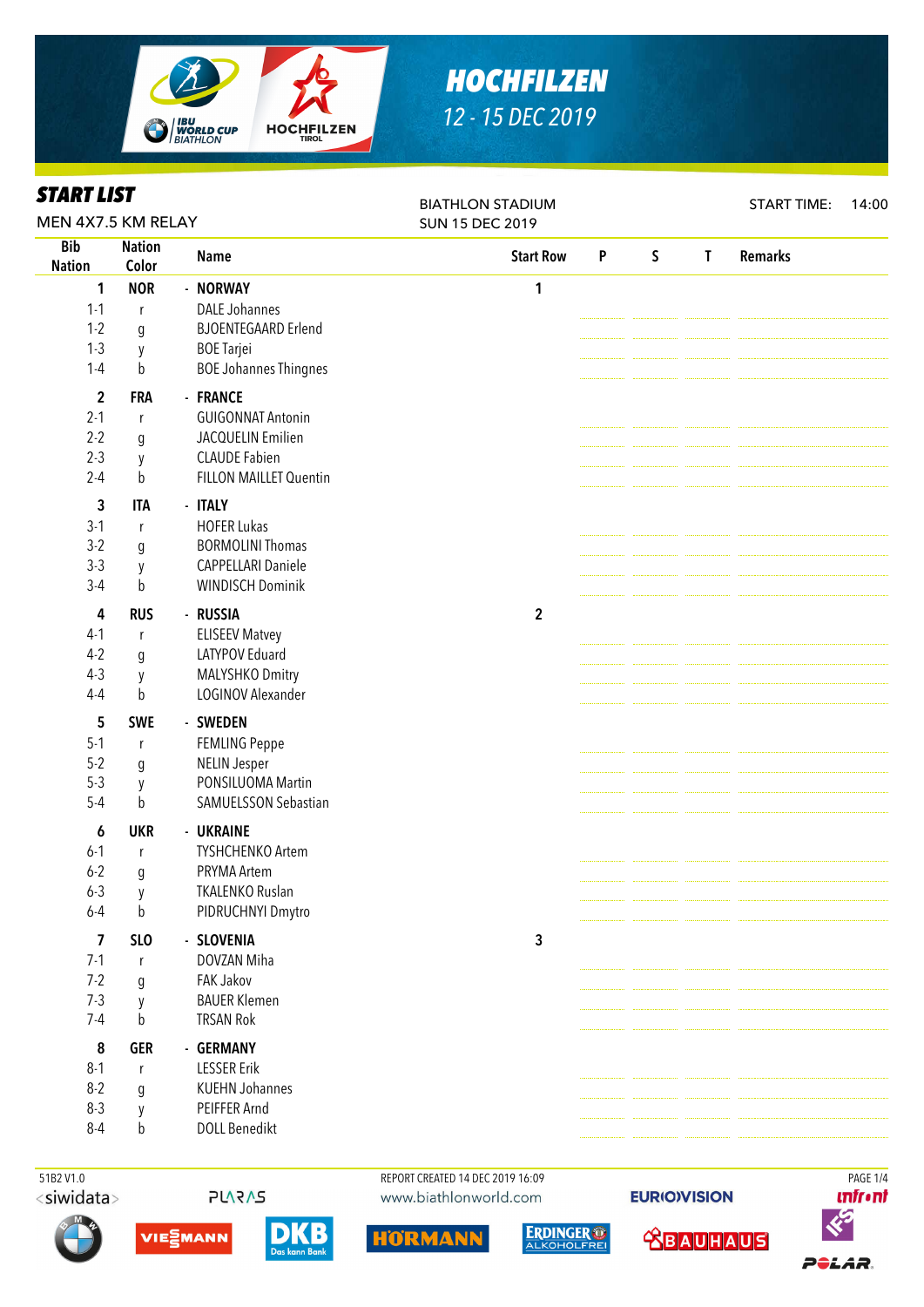# HOCHFILZEN

12 - 15 DEC 2019

## START LIST

MEN 4X7.5 KM RELAY

BIATHLON STADIUM
SUN 15 DEC 2019

START TIME: 14:00

| Bib Nation | Nation Color | Name | Start Row | P | S | T | Remarks |
|---|---|---|---|---|---|---|---|
| **1** | **NOR** | **- NORWAY** | **1** | | | | |
| 1-1 | r | DALE Johannes | | | | | |
| 1-2 | g | BJOENTEGAARD Erlend | | | | | |
| 1-3 | y | BOE Tarjei | | | | | |
| 1-4 | b | BOE Johannes Thingnes | | | | | |
| **2** | **FRA** | **- FRANCE** | | | | | |
| 2-1 | r | GUIGONNAT Antonin | | | | | |
| 2-2 | g | JACQUELIN Emilien | | | | | |
| 2-3 | y | CLAUDE Fabien | | | | | |
| 2-4 | b | FILLON MAILLET Quentin | | | | | |
| **3** | **ITA** | **- ITALY** | | | | | |
| 3-1 | r | HOFER Lukas | | | | | |
| 3-2 | g | BORMOLINI Thomas | | | | | |
| 3-3 | y | CAPPELLARI Daniele | | | | | |
| 3-4 | b | WINDISCH Dominik | | | | | |
| **4** | **RUS** | **- RUSSIA** | **2** | | | | |
| 4-1 | r | ELISEEV Matvey | | | | | |
| 4-2 | g | LATYPOV Eduard | | | | | |
| 4-3 | y | MALYSHKO Dmitry | | | | | |
| 4-4 | b | LOGINOV Alexander | | | | | |
| **5** | **SWE** | **- SWEDEN** | | | | | |
| 5-1 | r | FEMLING Peppe | | | | | |
| 5-2 | g | NELIN Jesper | | | | | |
| 5-3 | y | PONSILUOMA Martin | | | | | |
| 5-4 | b | SAMUELSSON Sebastian | | | | | |
| **6** | **UKR** | **- UKRAINE** | | | | | |
| 6-1 | r | TYSHCHENKO Artem | | | | | |
| 6-2 | g | PRYMA Artem | | | | | |
| 6-3 | y | TKALENKO Ruslan | | | | | |
| 6-4 | b | PIDRUCHNYI Dmytro | | | | | |
| **7** | **SLO** | **- SLOVENIA** | **3** | | | | |
| 7-1 | r | DOVZAN Miha | | | | | |
| 7-2 | g | FAK Jakov | | | | | |
| 7-3 | y | BAUER Klemen | | | | | |
| 7-4 | b | TRSAN Rok | | | | | |
| **8** | **GER** | **- GERMANY** | | | | | |
| 8-1 | r | LESSER Erik | | | | | |
| 8-2 | g | KUEHN Johannes | | | | | |
| 8-3 | y | PEIFFER Arnd | | | | | |
| 8-4 | b | DOLL Benedikt | | | | | |

51B2 V1.0

REPORT CREATED 14 DEC 2019 16:09

www.biathlonworld.com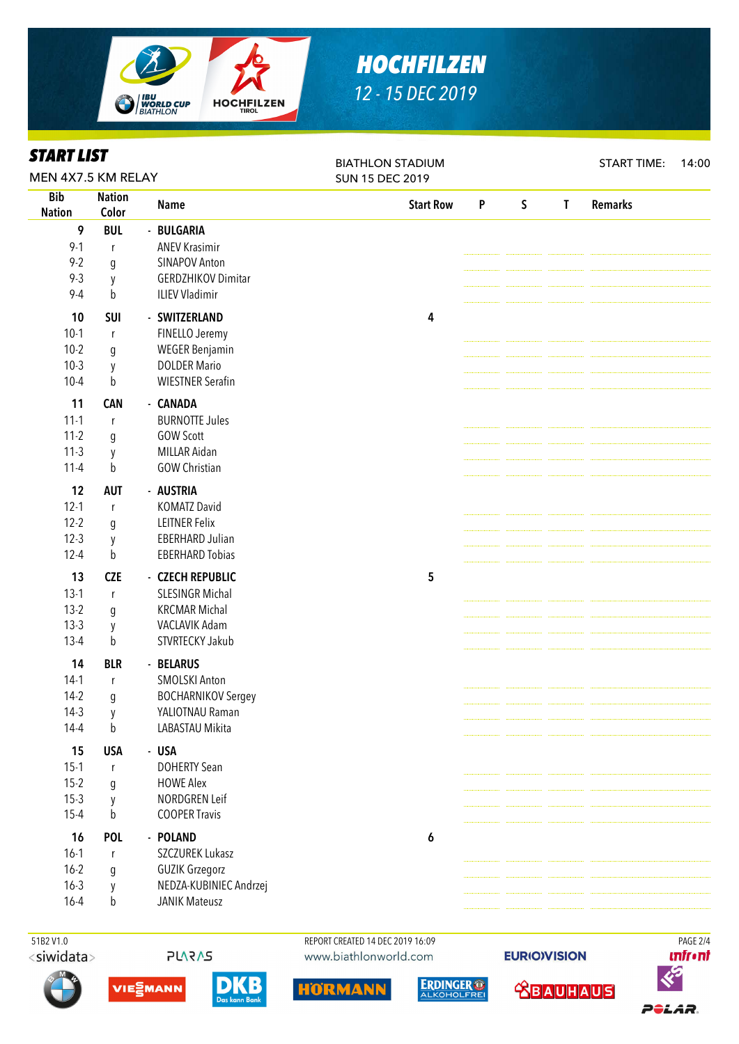# HOCHFILZEN

12 - 15 DEC 2019

## START LIST

MEN 4X7.5 KM RELAY

BIATHLON STADIUM
SUN 15 DEC 2019

START TIME: 14:00

| Bib Nation | Nation Color | Name | Start Row | P | S | T | Remarks |
|---|---|---|---|---|---|---|---|
| **9** | **BUL** | **- BULGARIA** | | | | | |
| 9-1 | r | ANEV Krasimir | | | | | |
| 9-2 | g | SINAPOV Anton | | | | | |
| 9-3 | y | GERDZHIKOV Dimitar | | | | | |
| 9-4 | b | ILIEV Vladimir | | | | | |
| **10** | **SUI** | **- SWITZERLAND** | **4** | | | | |
| 10-1 | r | FINELLO Jeremy | | | | | |
| 10-2 | g | WEGER Benjamin | | | | | |
| 10-3 | y | DOLDER Mario | | | | | |
| 10-4 | b | WIESTNER Serafin | | | | | |
| **11** | **CAN** | **- CANADA** | | | | | |
| 11-1 | r | BURNOTTE Jules | | | | | |
| 11-2 | g | GOW Scott | | | | | |
| 11-3 | y | MILLAR Aidan | | | | | |
| 11-4 | b | GOW Christian | | | | | |
| **12** | **AUT** | **- AUSTRIA** | | | | | |
| 12-1 | r | KOMATZ David | | | | | |
| 12-2 | g | LEITNER Felix | | | | | |
| 12-3 | y | EBERHARD Julian | | | | | |
| 12-4 | b | EBERHARD Tobias | | | | | |
| **13** | **CZE** | **- CZECH REPUBLIC** | **5** | | | | |
| 13-1 | r | SLESINGR Michal | | | | | |
| 13-2 | g | KRCMAR Michal | | | | | |
| 13-3 | y | VACLAVIK Adam | | | | | |
| 13-4 | b | STVRTECKY Jakub | | | | | |
| **14** | **BLR** | **- BELARUS** | | | | | |
| 14-1 | r | SMOLSKI Anton | | | | | |
| 14-2 | g | BOCHARNIKOV Sergey | | | | | |
| 14-3 | y | YALIOTNAU Raman | | | | | |
| 14-4 | b | LABASTAU Mikita | | | | | |
| **15** | **USA** | **- USA** | | | | | |
| 15-1 | r | DOHERTY Sean | | | | | |
| 15-2 | g | HOWE Alex | | | | | |
| 15-3 | y | NORDGREN Leif | | | | | |
| 15-4 | b | COOPER Travis | | | | | |
| **16** | **POL** | **- POLAND** | **6** | | | | |
| 16-1 | r | SZCZUREK Lukasz | | | | | |
| 16-2 | g | GUZIK Grzegorz | | | | | |
| 16-3 | y | NEDZA-KUBINIEC Andrzej | | | | | |
| 16-4 | b | JANIK Mateusz | | | | | |

51B2 V1.0 REPORT CREATED 14 DEC 2019 16:09

www.biathlonworld.com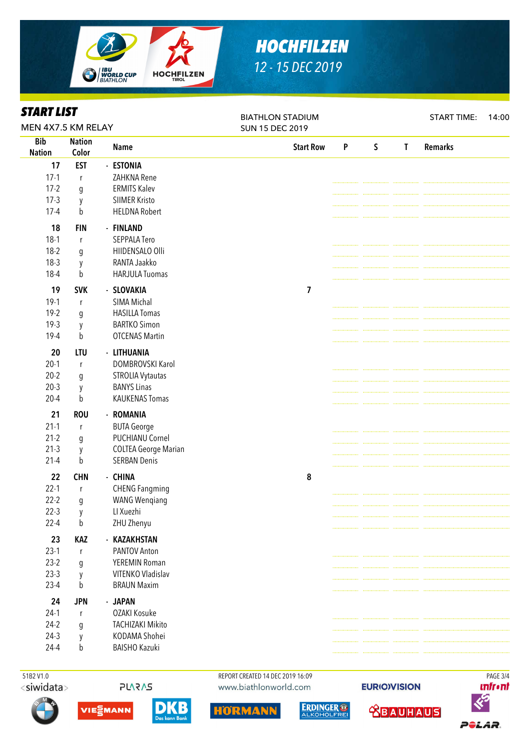# HOCHFILZEN

12 - 15 DEC 2019

## START LIST

MEN 4X7.5 KM RELAY

BIATHLON STADIUM
SUN 15 DEC 2019

START TIME: 14:00

| Bib Nation | Nation Color | Name | Start Row | P | S | T | Remarks |
|---|---|---|---|---|---|---|---|
| 17 | EST | - ESTONIA | | | | | |
| 17-1 | r | ZAHKNA Rene | | | | | |
| 17-2 | g | ERMITS Kalev | | | | | |
| 17-3 | y | SIIMER Kristo | | | | | |
| 17-4 | b | HELDNA Robert | | | | | |
| 18 | FIN | - FINLAND | | | | | |
| 18-1 | r | SEPPALA Tero | | | | | |
| 18-2 | g | HIIDENSALO Olli | | | | | |
| 18-3 | y | RANTA Jaakko | | | | | |
| 18-4 | b | HARJULA Tuomas | | | | | |
| 19 | SVK | - SLOVAKIA | 7 | | | | |
| 19-1 | r | SIMA Michal | | | | | |
| 19-2 | g | HASILLA Tomas | | | | | |
| 19-3 | y | BARTKO Simon | | | | | |
| 19-4 | b | OTCENAS Martin | | | | | |
| 20 | LTU | - LITHUANIA | | | | | |
| 20-1 | r | DOMBROVSKI Karol | | | | | |
| 20-2 | g | STROLIA Vytautas | | | | | |
| 20-3 | y | BANYS Linas | | | | | |
| 20-4 | b | KAUKENAS Tomas | | | | | |
| 21 | ROU | - ROMANIA | | | | | |
| 21-1 | r | BUTA George | | | | | |
| 21-2 | g | PUCHIANU Cornel | | | | | |
| 21-3 | y | COLTEA George Marian | | | | | |
| 21-4 | b | SERBAN Denis | | | | | |
| 22 | CHN | - CHINA | 8 | | | | |
| 22-1 | r | CHENG Fangming | | | | | |
| 22-2 | g | WANG Wenqiang | | | | | |
| 22-3 | y | LI Xuezhi | | | | | |
| 22-4 | b | ZHU Zhenyu | | | | | |
| 23 | KAZ | - KAZAKHSTAN | | | | | |
| 23-1 | r | PANTOV Anton | | | | | |
| 23-2 | g | YEREMIN Roman | | | | | |
| 23-3 | y | VITENKO Vladislav | | | | | |
| 23-4 | b | BRAUN Maxim | | | | | |
| 24 | JPN | - JAPAN | | | | | |
| 24-1 | r | OZAKI Kosuke | | | | | |
| 24-2 | g | TACHIZAKI Mikito | | | | | |
| 24-3 | y | KODAMA Shohei | | | | | |
| 24-4 | b | BAISHO Kazuki | | | | | |

51B2 V1.0
REPORT CREATED 14 DEC 2019 16:09
www.biathlonworld.com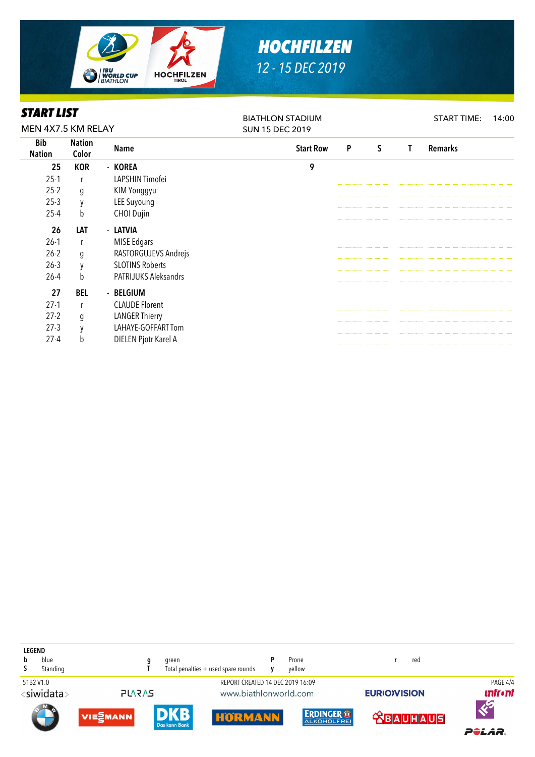# HOCHFILZEN

12 - 15 DEC 2019

## START LIST

MEN 4X7.5 KM RELAY

BIATHLON STADIUM
SUN 15 DEC 2019

START TIME: 14:00

| Bib Nation | Nation Color | Name | Start Row | P | S | T | Remarks |
|---|---|---|---|---|---|---|---|
| **25** | **KOR** | **- KOREA** | **9** | | | | |
| 25-1 | r | LAPSHIN Timofei | | | | | |
| 25-2 | g | KIM Yonggyu | | | | | |
| 25-3 | y | LEE Suyoung | | | | | |
| 25-4 | b | CHOI Dujin | | | | | |
| **26** | **LAT** | **- LATVIA** | | | | | |
| 26-1 | r | MISE Edgars | | | | | |
| 26-2 | g | RASTORGUJEVS Andrejs | | | | | |
| 26-3 | y | SLOTINS Roberts | | | | | |
| 26-4 | b | PATRIJUKS Aleksandrs | | | | | |
| **27** | **BEL** | **- BELGIUM** | | | | | |
| 27-1 | r | CLAUDE Florent | | | | | |
| 27-2 | g | LANGER Thierry | | | | | |
| 27-3 | y | LAHAYE-GOFFART Tom | | | | | |
| 27-4 | b | DIELEN Pjotr Karel A | | | | | |

**LEGEND**

| | | | | | | | |
|---|---|---|---|---|---|---|---|
| b | blue | g | green | P | Prone | r | red |
| S | Standing | T | Total penalties + used spare rounds | y | yellow | | |

51B2 V1.0

REPORT CREATED 14 DEC 2019 16:09

www.biathlonworld.com